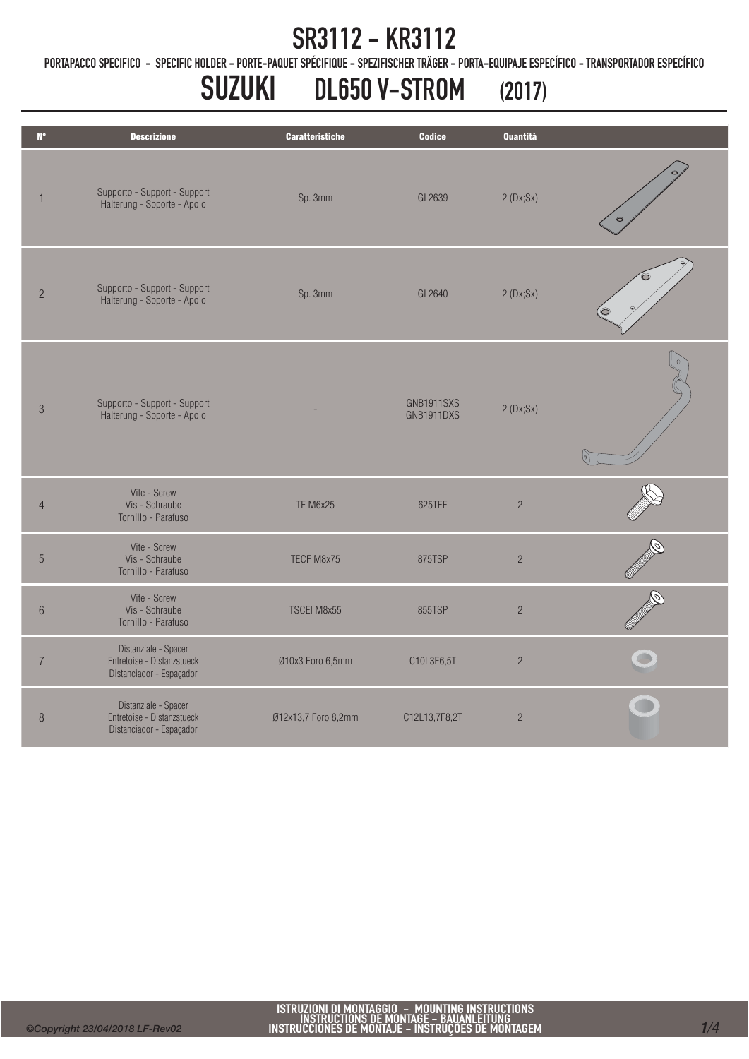# SR3112 - KR3112

PORTAPACCO SPECIFICO - SPECIFIC HOLDER - PORTE-PAQUET SPÉCIFIQUE - SPEZIFISCHER TRÄGER - PORTA-EQUIPAJE ESPECÍFICO - TRANSPORTADOR ESPECÍFICO

## SUZUKI DL650 V-STROM (2017)

| N° | Descrizione | Caratteristiche | Codice | Quantità |
|---|---|---|---|---|
| 1 | Supporto - Support - Support Halterung - Soporte - Apoio | Sp. 3mm | GL2639 | 2 (Dx;Sx) |
| 2 | Supporto - Support - Support Halterung - Soporte - Apoio | Sp. 3mm | GL2640 | 2 (Dx;Sx) |
| 3 | Supporto - Support - Support Halterung - Soporte - Apoio | - | GNB1911SXS GNB1911DXS | 2 (Dx;Sx) |
| 4 | Vite - Screw Vis - Schraube Tornillo - Parafuso | TE M6x25 | 625TEF | 2 |
| 5 | Vite - Screw Vis - Schraube Tornillo - Parafuso | TECF M8x75 | 875TSP | 2 |
| 6 | Vite - Screw Vis - Schraube Tornillo - Parafuso | TSCEI M8x55 | 855TSP | 2 |
| 7 | Distanziale - Spacer Entretoise - Distanzstueck Distanciador - Espaçador | Ø10x3 Foro 6,5mm | C10L3F6,5T | 2 |
| 8 | Distanziale - Spacer Entretoise - Distanzstueck Distanciador - Espaçador | Ø12x13,7 Foro 8,2mm | C12L13,7F8,2T | 2 |

ISTRUZIONI DI MONTAGGIO - MOUNTING INSTRUCTIONS
INSTRUCTIONS DE MONTAGE - BAUANLEITUNG
INSTRUCCIONES DE MONTAJE - INSTRUÇÕES DE MONTAGEM

*©Copyright 23/04/2018 LF-Rev02*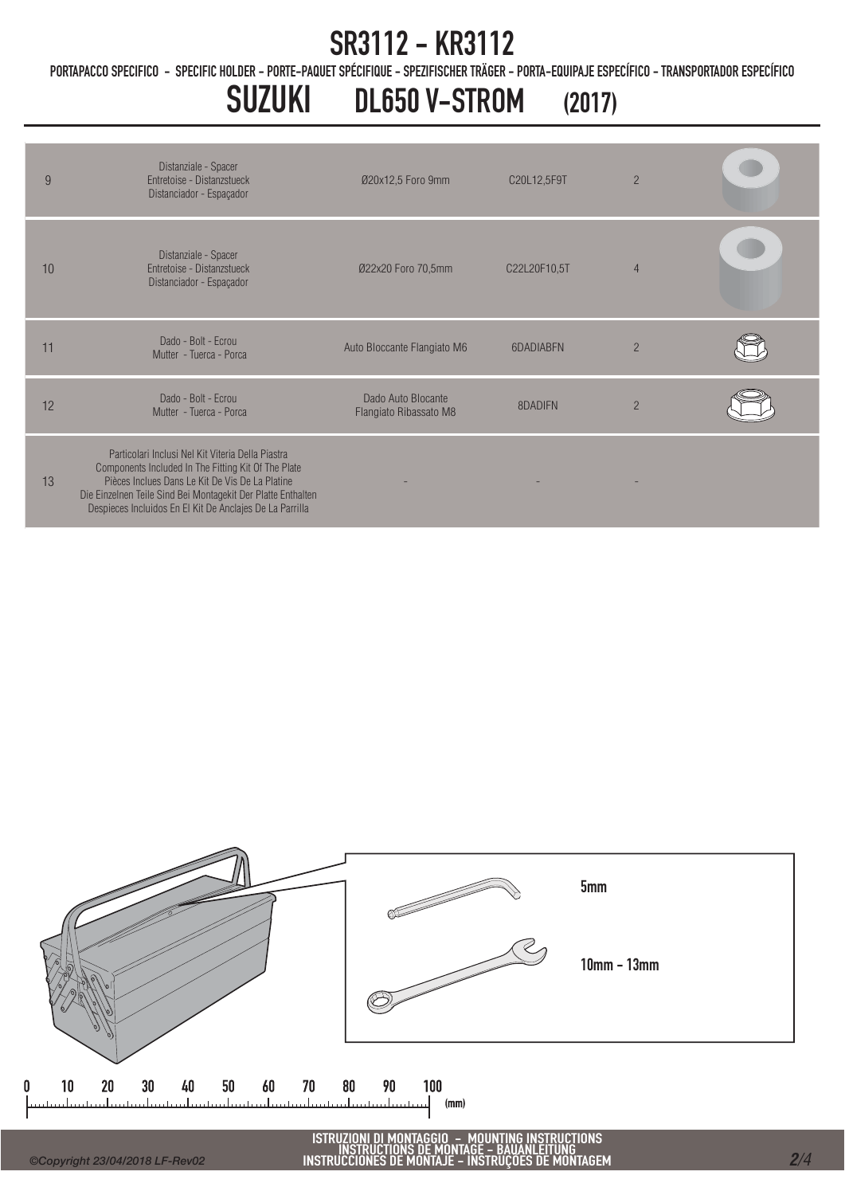# SR3112 - KR3112

PORTAPACCO SPECIFICO - SPECIFIC HOLDER - PORTE-PAQUET SPÉCIFIQUE - SPEZIFISCHER TRÄGER - PORTA-EQUIPAJE ESPECÍFICO - TRANSPORTADOR ESPECÍFICO

## SUZUKI DL650 V-STROM (2017)

| | | | | | |
|---|---|---|---|---|---|
| 9 | Distanziale - Spacer<br>Entretoise - Distanzstueck<br>Distanciador - Espaçador | Ø20x12,5 Foro 9mm | C20L12,5F9T | 2 | |
| 10 | Distanziale - Spacer<br>Entretoise - Distanzstueck<br>Distanciador - Espaçador | Ø22x20 Foro 70,5mm | C22L20F10,5T | 4 | |
| 11 | Dado - Bolt - Ecrou<br>Mutter - Tuerca - Porca | Auto Bloccante Flangiato M6 | 6DADIABFN | 2 | |
| 12 | Dado - Bolt - Ecrou<br>Mutter - Tuerca - Porca | Dado Auto Blocante Flangiato Ribassato M8 | 8DADIFN | 2 | |
| 13 | Particolari Inclusi Nel Kit Viteria Della Piastra<br>Components Included In The Fitting Kit Of The Plate<br>Pièces Inclues Dans Le Kit De Vis De La Platine<br>Die Einzelnen Teile Sind Bei Montagekit Der Platte Enthalten<br>Despieces Incluidos En El Kit De Anclajes De La Parrilla | - | - | - | |

5mm

10mm - 13mm

0 10 20 30 40 50 60 70 80 90 100 (mm)

ISTRUZIONI DI MONTAGGIO - MOUNTING INSTRUCTIONS
INSTRUCTIONS DE MONTAGE - BAUANLEITUNG
INSTRUCCIONES DE MONTAJE - INSTRUÇOES DE MONTAGEM

©Copyright 23/04/2018 LF-Rev02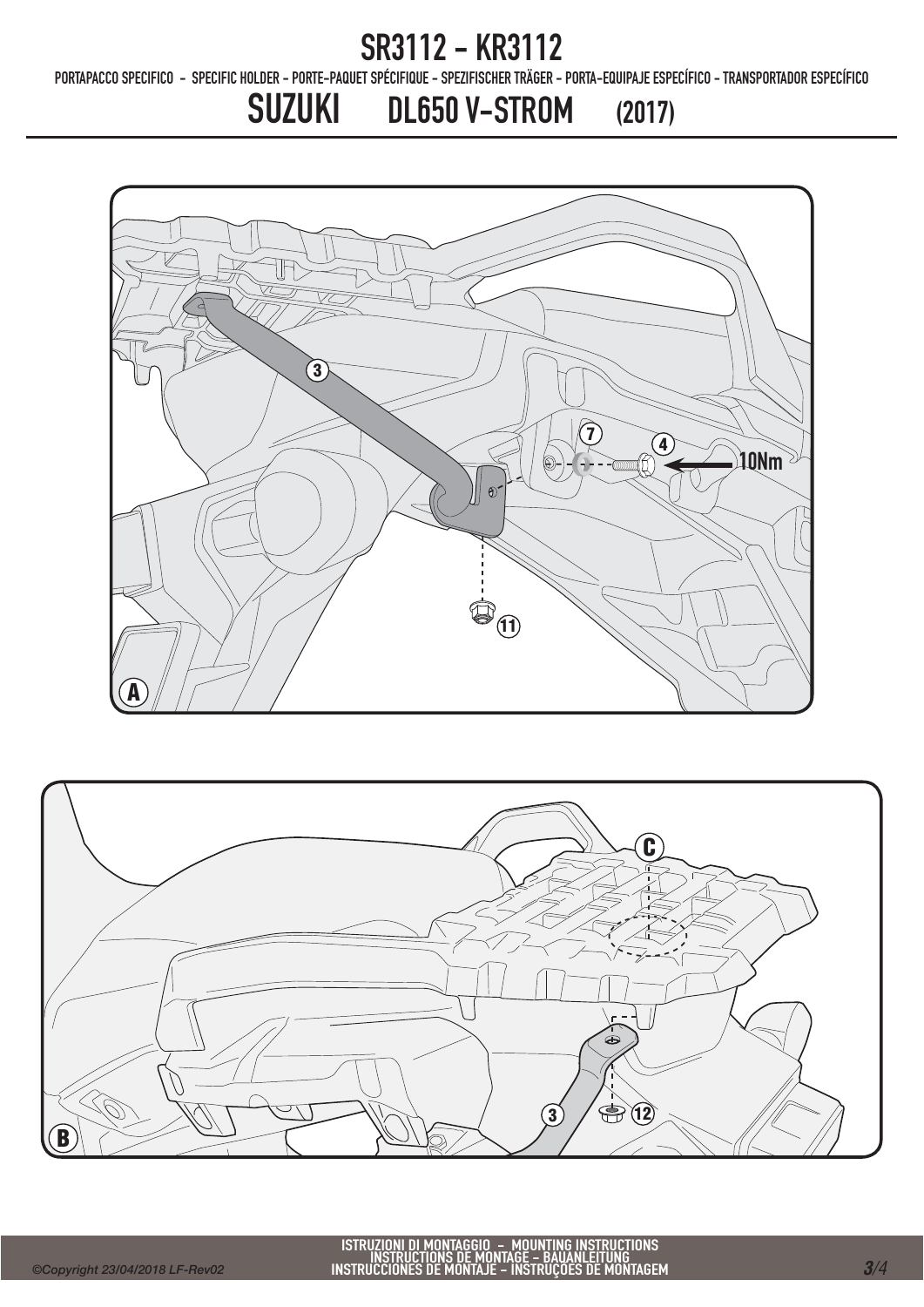# SR3112 - KR3112

PORTAPACCO SPECIFICO - SPECIFIC HOLDER - PORTE-PAQUET SPÉCIFIQUE - SPEZIFISCHER TRÄGER - PORTA-EQUIPAJE ESPECÍFICO - TRANSPORTADOR ESPECÍFICO

## SUZUKI DL650 V-STROM (2017)

3

7

4

10Nm

11

A

C

3

12

B

ISTRUZIONI DI MONTAGGIO - MOUNTING INSTRUCTIONS
INSTRUCTIONS DE MONTAGE - BAUANLEITUNG
INSTRUCCIONES DE MONTAJE - INSTRUÇOES DE MONTAGEM

©Copyright 23/04/2018 LF-Rev02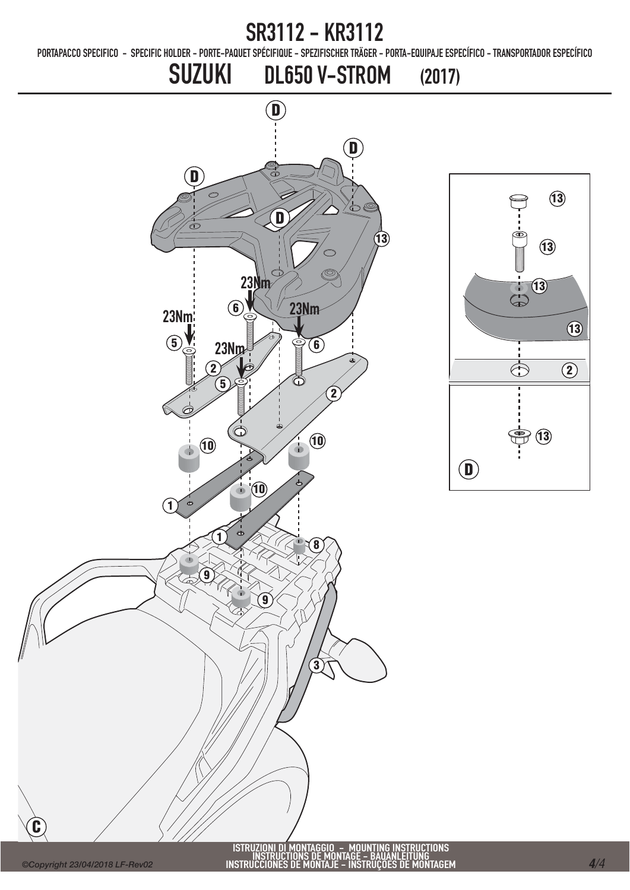# SR3112 - KR3112

PORTAPACCO SPECIFICO - SPECIFIC HOLDER - PORTE-PAQUET SPÉCIFIQUE - SPEZIFISCHER TRÄGER - PORTA-EQUIPAJE ESPECÍFICO - TRANSPORTADOR ESPECÍFICO

## SUZUKI DL650 V-STROM (2017)

D

D

D

D

13

23Nm

6

23Nm

23Nm

5

23Nm

2

5

6

2

10

10

10

1

1

8

9

9

3

C

13

13

13

13

2

13

D

ISTRUZIONI DI MONTAGGIO - MOUNTING INSTRUCTIONS
INSTRUCTIONS DE MONTAGE - BAUANLEITUNG
INSTRUCCIONES DE MONTAJE - INSTRUÇÕES DE MONTAGEM

©Copyright 23/04/2018 LF-Rev02